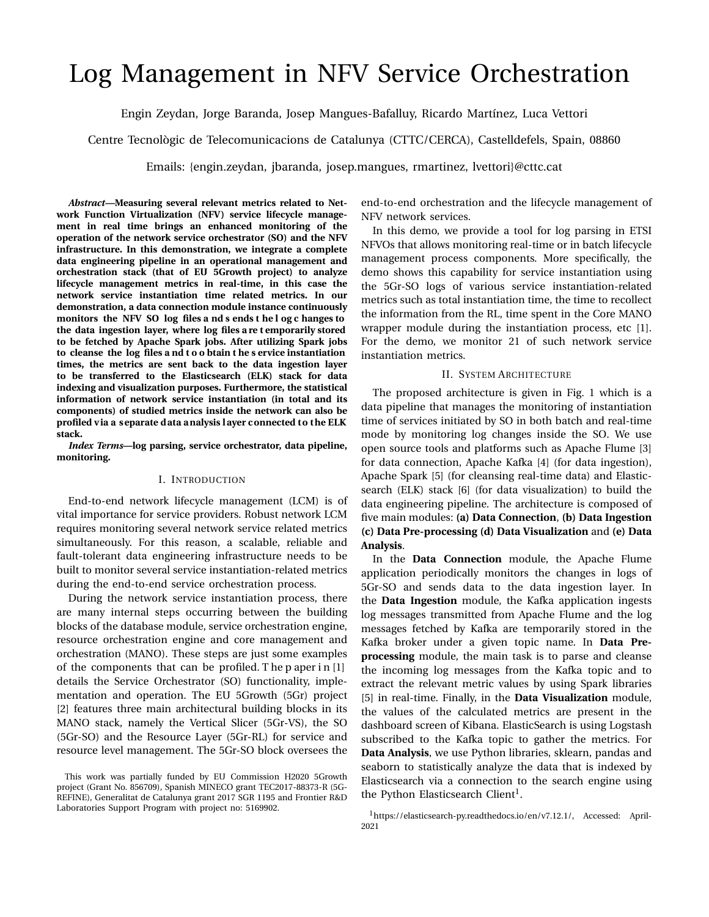# Log Management in NFV Service Orchestration

Engin Zeydan, Jorge Baranda, Josep Mangues-Bafalluy, Ricardo Martínez, Luca Vettori

Centre Tecnològic de Telecomunicacions de Catalunya (CTTC/CERCA), Castelldefels, Spain, 08860

Emails: {engin.zeydan, jbaranda, josep.mangues, rmartinez, lvettori}@cttc.cat

***Abstract*—Measuring several relevant metrics related to Network Function Virtualization (NFV) service lifecycle management in real time brings an enhanced monitoring of the operation of the network service orchestrator (SO) and the NFV infrastructure. In this demonstration, we integrate a complete data engineering pipeline in an operational management and orchestration stack (that of EU 5Growth project) to analyze lifecycle management metrics in real-time, in this case the network service instantiation time related metrics. In our demonstration, a data connection module instance continuously monitors the NFV SO log files and sends the log changes to the data ingestion layer, where log files are temporarily stored to be fetched by Apache Spark jobs. After utilizing Spark jobs to cleanse the log files and to obtain the service instantiation times, the metrics are sent back to the data ingestion layer to be transferred to the Elasticsearch (ELK) stack for data indexing and visualization purposes. Furthermore, the statistical information of network service instantiation (in total and its components) of studied metrics inside the network can also be profiled via a separate data analysis layer connected to the ELK stack.**

***Index Terms*—log parsing, service orchestrator, data pipeline, monitoring.**

## I. Introduction

End-to-end network lifecycle management (LCM) is of vital importance for service providers. Robust network LCM requires monitoring several network service related metrics simultaneously. For this reason, a scalable, reliable and fault-tolerant data engineering infrastructure needs to be built to monitor several service instantiation-related metrics during the end-to-end service orchestration process.

During the network service instantiation process, there are many internal steps occurring between the building blocks of the database module, service orchestration engine, resource orchestration engine and core management and orchestration (MANO). These steps are just some examples of the components that can be profiled. The paper in [1] details the Service Orchestrator (SO) functionality, implementation and operation. The EU 5Growth (5Gr) project [2] features three main architectural building blocks in its MANO stack, namely the Vertical Slicer (5Gr-VS), the SO (5Gr-SO) and the Resource Layer (5Gr-RL) for service and resource level management. The 5Gr-SO block oversees the end-to-end orchestration and the lifecycle management of NFV network services.

In this demo, we provide a tool for log parsing in ETSI NFVOs that allows monitoring real-time or in batch lifecycle management process components. More specifically, the demo shows this capability for service instantiation using the 5Gr-SO logs of various service instantiation-related metrics such as total instantiation time, the time to recollect the information from the RL, time spent in the Core MANO wrapper module during the instantiation process, etc [1]. For the demo, we monitor 21 of such network service instantiation metrics.

## II. System Architecture

The proposed architecture is given in Fig. 1 which is a data pipeline that manages the monitoring of instantiation time of services initiated by SO in both batch and real-time mode by monitoring log changes inside the SO. We use open source tools and platforms such as Apache Flume [3] for data connection, Apache Kafka [4] (for data ingestion), Apache Spark [5] (for cleansing real-time data) and Elasticsearch (ELK) stack [6] (for data visualization) to build the data engineering pipeline. The architecture is composed of five main modules: **(a) Data Connection**, **(b) Data Ingestion** **(c) Data Pre-processing** **(d) Data Visualization** and **(e) Data Analysis**.

In the **Data Connection** module, the Apache Flume application periodically monitors the changes in logs of 5Gr-SO and sends data to the data ingestion layer. In the **Data Ingestion** module, the Kafka application ingests log messages transmitted from Apache Flume and the log messages fetched by Kafka are temporarily stored in the Kafka broker under a given topic name. In **Data Pre-processing** module, the main task is to parse and cleanse the incoming log messages from the Kafka topic and to extract the relevant metric values by using Spark libraries [5] in real-time. Finally, in the **Data Visualization** module, the values of the calculated metrics are present in the dashboard screen of Kibana. ElasticSearch is using Logstash subscribed to the Kafka topic to gather the metrics. For **Data Analysis**, we use Python libraries, sklearn, pandas and seaborn to statistically analyze the data that is indexed by Elasticsearch via a connection to the search engine using the Python Elasticsearch Client[1].

This work was partially funded by EU Commission H2020 5Growth project (Grant No. 856709), Spanish MINECO grant TEC2017-88373-R (5G-REFINE), Generalitat de Catalunya grant 2017 SGR 1195 and Frontier R&D Laboratories Support Program with project no: 5169902.

[1] https://elasticsearch-py.readthedocs.io/en/v7.12.1/, Accessed: April-2021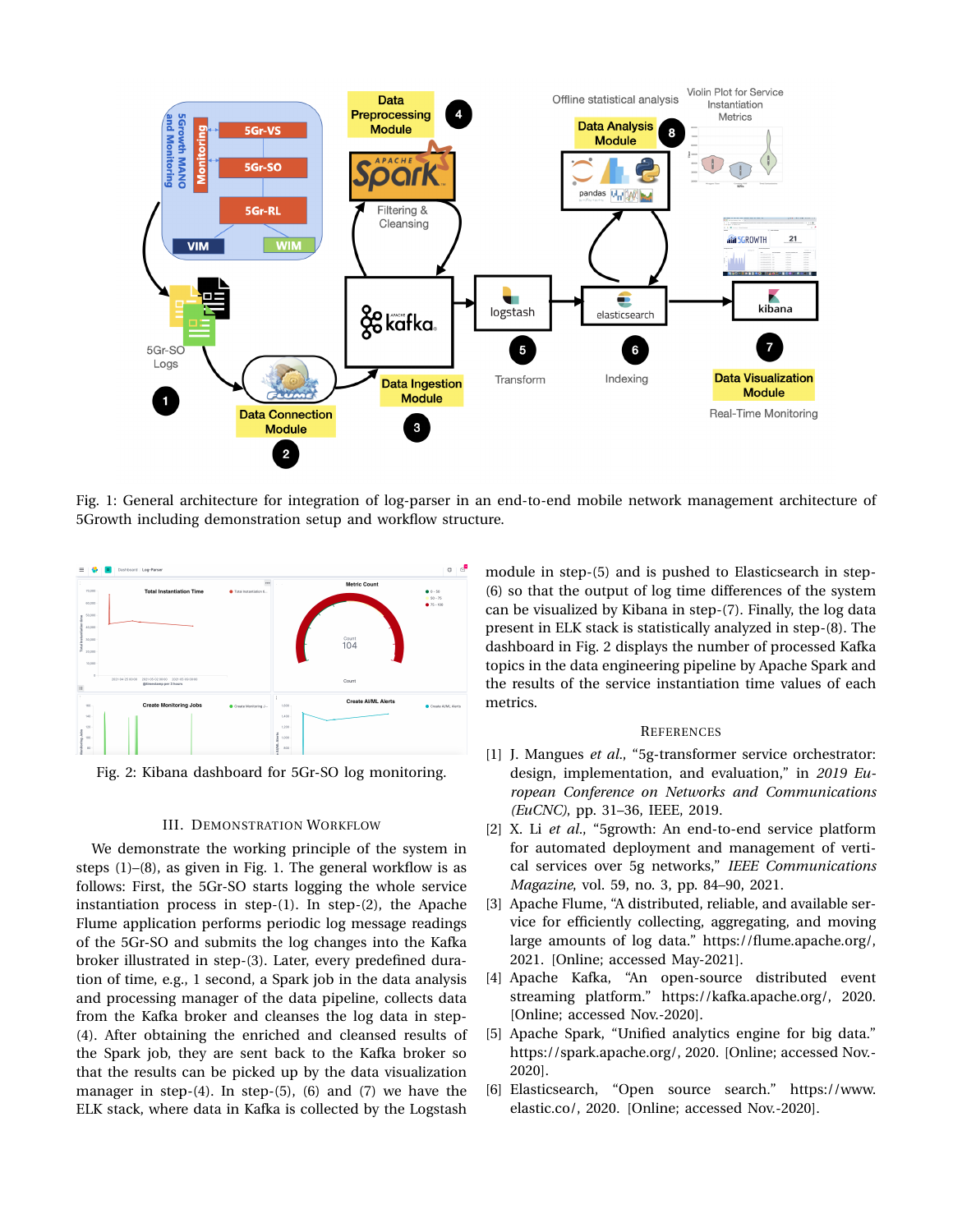Fig. 1: General architecture for integration of log-parser in an end-to-end mobile network management architecture of 5Growth including demonstration setup and workflow structure.

Fig. 2: Kibana dashboard for 5Gr-SO log monitoring.

## III. Demonstration Workflow

We demonstrate the working principle of the system in steps (1)–(8), as given in Fig. 1. The general workflow is as follows: First, the 5Gr-SO starts logging the whole service instantiation process in step-(1). In step-(2), the Apache Flume application performs periodic log message readings of the 5Gr-SO and submits the log changes into the Kafka broker illustrated in step-(3). Later, every predefined duration of time, e.g., 1 second, a Spark job in the data analysis and processing manager of the data pipeline, collects data from the Kafka broker and cleanses the log data in step-(4). After obtaining the enriched and cleansed results of the Spark job, they are sent back to the Kafka broker so that the results can be picked up by the data visualization manager in step-(4). In step-(5), (6) and (7) we have the ELK stack, where data in Kafka is collected by the Logstash module in step-(5) and is pushed to Elasticsearch in step-(6) so that the output of log time differences of the system can be visualized by Kibana in step-(7). Finally, the log data present in ELK stack is statistically analyzed in step-(8). The dashboard in Fig. 2 displays the number of processed Kafka topics in the data engineering pipeline by Apache Spark and the results of the service instantiation time values of each metrics.

## References

[1] J. Mangues *et al.*, "5g-transformer service orchestrator: design, implementation, and evaluation," in *2019 European Conference on Networks and Communications (EuCNC)*, pp. 31–36, IEEE, 2019.

[2] X. Li *et al.*, "5growth: An end-to-end service platform for automated deployment and management of vertical services over 5g networks," *IEEE Communications Magazine*, vol. 59, no. 3, pp. 84–90, 2021.

[3] Apache Flume, "A distributed, reliable, and available service for efficiently collecting, aggregating, and moving large amounts of log data." https://flume.apache.org/, 2021. [Online; accessed May-2021].

[4] Apache Kafka, "An open-source distributed event streaming platform." https://kafka.apache.org/, 2020. [Online; accessed Nov.-2020].

[5] Apache Spark, "Unified analytics engine for big data." https://spark.apache.org/, 2020. [Online; accessed Nov.-2020].

[6] Elasticsearch, "Open source search." https://www.elastic.co/, 2020. [Online; accessed Nov.-2020].